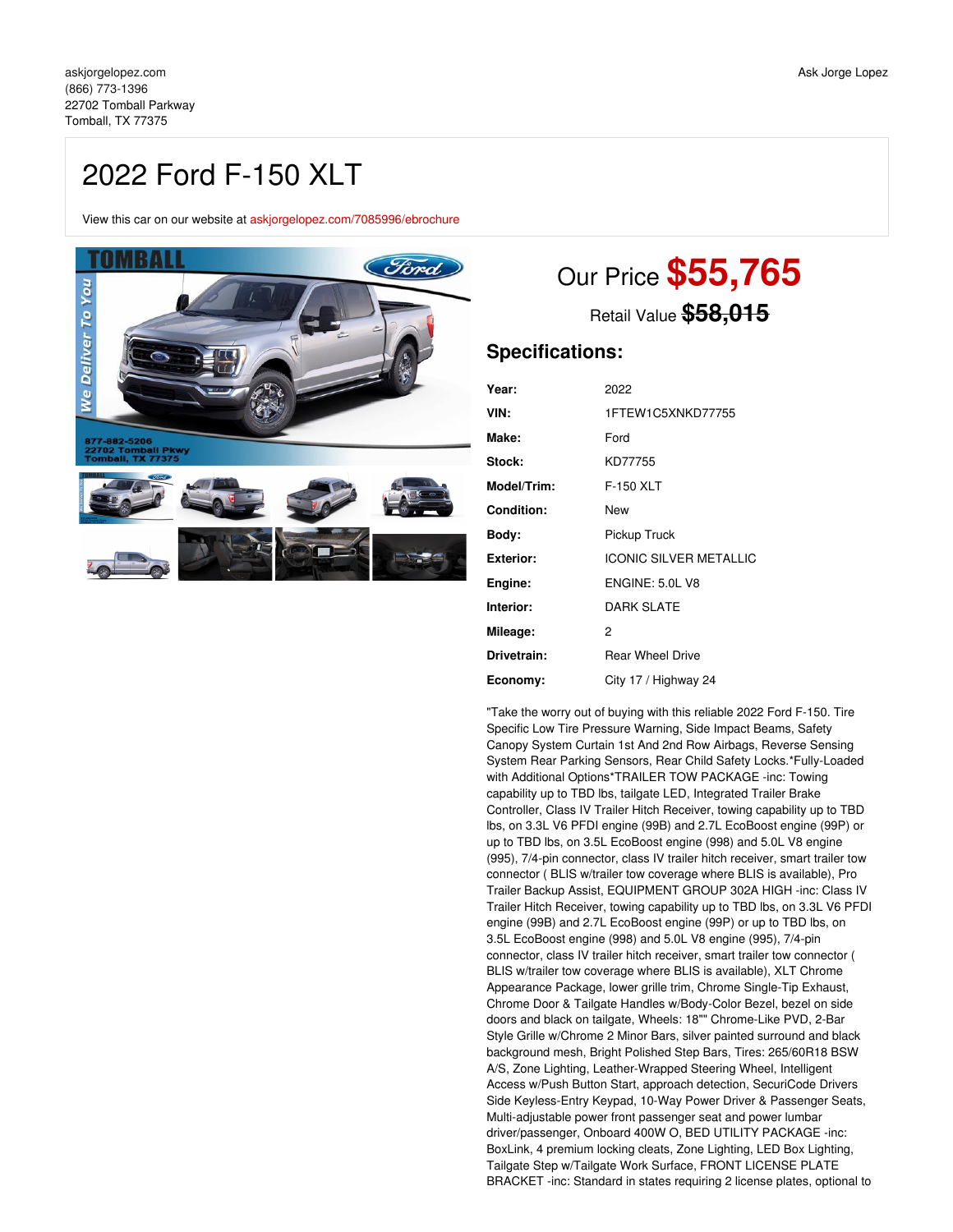askjorgelopez.com
(866) 773-1396
22702 Tomball Parkway
Tomball, TX 77375

Ask Jorge Lopez

# 2022 Ford F-150 XLT

View this car on our website at askjorgelopez.com/7085996/ebrochure

Our Price **$55,765**

Retail Value ~~$58,015~~

## Specifications:

| | |
|---|---|
| **Year:** | 2022 |
| **VIN:** | 1FTEW1C5XNKD77755 |
| **Make:** | Ford |
| **Stock:** | KD77755 |
| **Model/Trim:** | F-150 XLT |
| **Condition:** | New |
| **Body:** | Pickup Truck |
| **Exterior:** | ICONIC SILVER METALLIC |
| **Engine:** | ENGINE: 5.0L V8 |
| **Interior:** | DARK SLATE |
| **Mileage:** | 2 |
| **Drivetrain:** | Rear Wheel Drive |
| **Economy:** | City 17 / Highway 24 |

"Take the worry out of buying with this reliable 2022 Ford F-150. Tire Specific Low Tire Pressure Warning, Side Impact Beams, Safety Canopy System Curtain 1st And 2nd Row Airbags, Reverse Sensing System Rear Parking Sensors, Rear Child Safety Locks.*Fully-Loaded with Additional Options*TRAILER TOW PACKAGE -inc: Towing capability up to TBD lbs, tailgate LED, Integrated Trailer Brake Controller, Class IV Trailer Hitch Receiver, towing capability up to TBD lbs, on 3.3L V6 PFDI engine (99B) and 2.7L EcoBoost engine (99P) or up to TBD lbs, on 3.5L EcoBoost engine (998) and 5.0L V8 engine (995), 7/4-pin connector, class IV trailer hitch receiver, smart trailer tow connector ( BLIS w/trailer tow coverage where BLIS is available), Pro Trailer Backup Assist, EQUIPMENT GROUP 302A HIGH -inc: Class IV Trailer Hitch Receiver, towing capability up to TBD lbs, on 3.3L V6 PFDI engine (99B) and 2.7L EcoBoost engine (99P) or up to TBD lbs, on 3.5L EcoBoost engine (998) and 5.0L V8 engine (995), 7/4-pin connector, class IV trailer hitch receiver, smart trailer tow connector ( BLIS w/trailer tow coverage where BLIS is available), XLT Chrome Appearance Package, lower grille trim, Chrome Single-Tip Exhaust, Chrome Door & Tailgate Handles w/Body-Color Bezel, bezel on side doors and black on tailgate, Wheels: 18"" Chrome-Like PVD, 2-Bar Style Grille w/Chrome 2 Minor Bars, silver painted surround and black background mesh, Bright Polished Step Bars, Tires: 265/60R18 BSW A/S, Zone Lighting, Leather-Wrapped Steering Wheel, Intelligent Access w/Push Button Start, approach detection, SecuriCode Drivers Side Keyless-Entry Keypad, 10-Way Power Driver & Passenger Seats, Multi-adjustable power front passenger seat and power lumbar driver/passenger, Onboard 400W O, BED UTILITY PACKAGE -inc: BoxLink, 4 premium locking cleats, Zone Lighting, LED Box Lighting, Tailgate Step w/Tailgate Work Surface, FRONT LICENSE PLATE BRACKET -inc: Standard in states requiring 2 license plates, optional to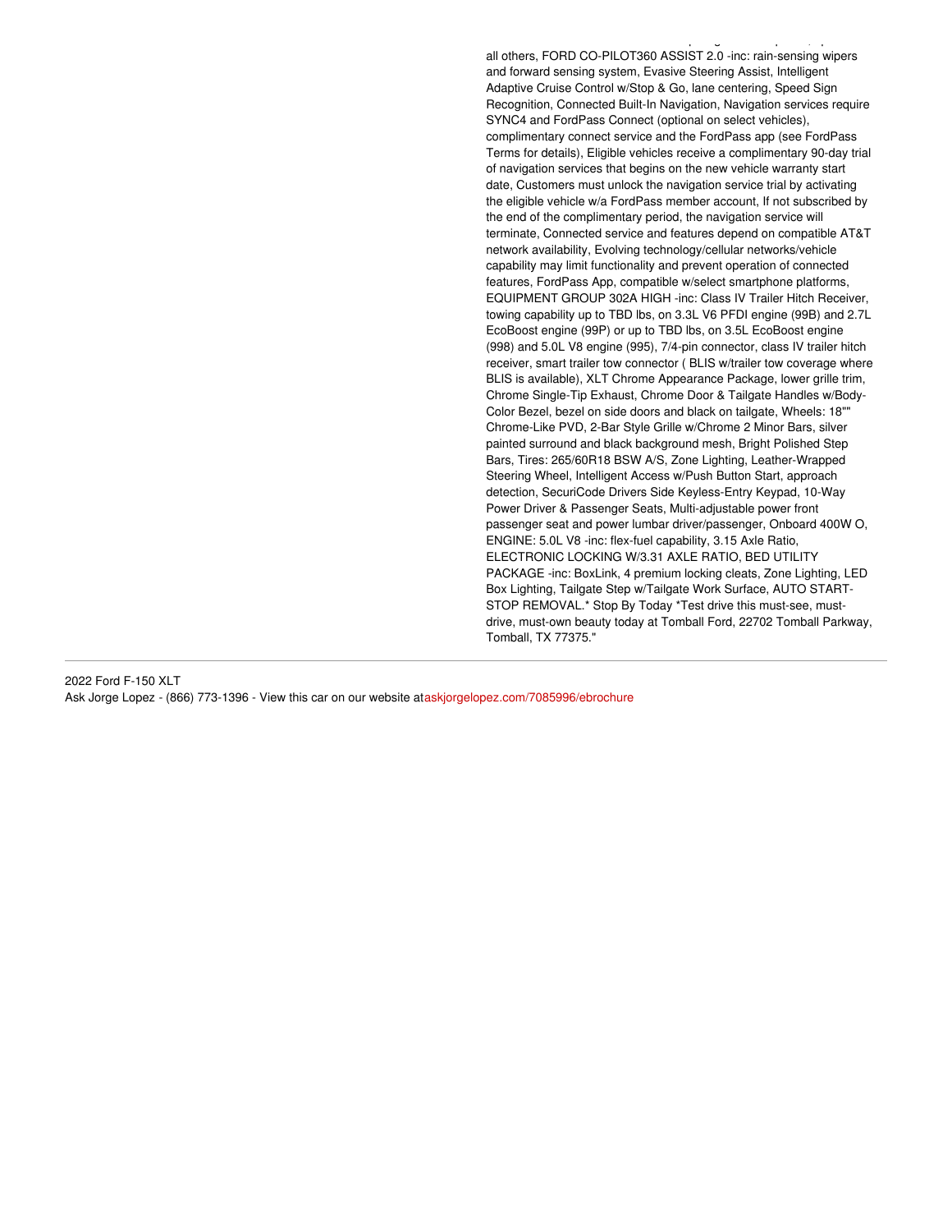all others, FORD CO-PILOT360 ASSIST 2.0 -inc: rain-sensing wipers and forward sensing system, Evasive Steering Assist, Intelligent Adaptive Cruise Control w/Stop & Go, lane centering, Speed Sign Recognition, Connected Built-In Navigation, Navigation services require SYNC4 and FordPass Connect (optional on select vehicles), complimentary connect service and the FordPass app (see FordPass Terms for details), Eligible vehicles receive a complimentary 90-day trial of navigation services that begins on the new vehicle warranty start date, Customers must unlock the navigation service trial by activating the eligible vehicle w/a FordPass member account, If not subscribed by the end of the complimentary period, the navigation service will terminate, Connected service and features depend on compatible AT&T network availability, Evolving technology/cellular networks/vehicle capability may limit functionality and prevent operation of connected features, FordPass App, compatible w/select smartphone platforms, EQUIPMENT GROUP 302A HIGH -inc: Class IV Trailer Hitch Receiver, towing capability up to TBD lbs, on 3.3L V6 PFDI engine (99B) and 2.7L EcoBoost engine (99P) or up to TBD lbs, on 3.5L EcoBoost engine (998) and 5.0L V8 engine (995), 7/4-pin connector, class IV trailer hitch receiver, smart trailer tow connector ( BLIS w/trailer tow coverage where BLIS is available), XLT Chrome Appearance Package, lower grille trim, Chrome Single-Tip Exhaust, Chrome Door & Tailgate Handles w/Body-Color Bezel, bezel on side doors and black on tailgate, Wheels: 18"" Chrome-Like PVD, 2-Bar Style Grille w/Chrome 2 Minor Bars, silver painted surround and black background mesh, Bright Polished Step Bars, Tires: 265/60R18 BSW A/S, Zone Lighting, Leather-Wrapped Steering Wheel, Intelligent Access w/Push Button Start, approach detection, SecuriCode Drivers Side Keyless-Entry Keypad, 10-Way Power Driver & Passenger Seats, Multi-adjustable power front passenger seat and power lumbar driver/passenger, Onboard 400W O, ENGINE: 5.0L V8 -inc: flex-fuel capability, 3.15 Axle Ratio, ELECTRONIC LOCKING W/3.31 AXLE RATIO, BED UTILITY PACKAGE -inc: BoxLink, 4 premium locking cleats, Zone Lighting, LED Box Lighting, Tailgate Step w/Tailgate Work Surface, AUTO START-STOP REMOVAL.* Stop By Today *Test drive this must-see, must-drive, must-own beauty today at Tomball Ford, 22702 Tomball Parkway, Tomball, TX 77375."

---

2022 Ford F-150 XLT
Ask Jorge Lopez - (866) 773-1396 - View this car on our website ataskjorgelopez.com/7085996/ebrochure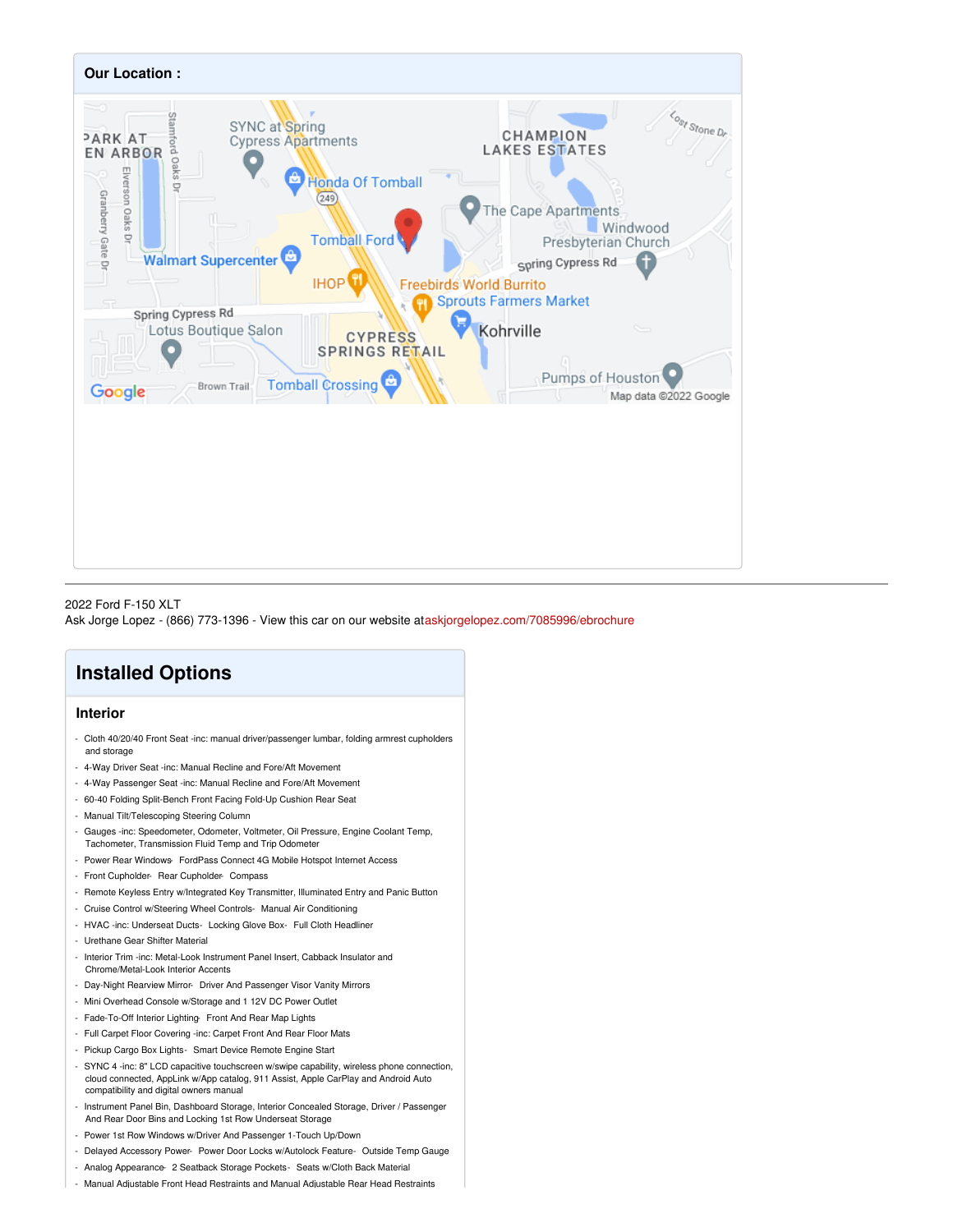## Our Location :

2022 Ford F-150 XLT
Ask Jorge Lopez - (866) 773-1396 - View this car on our website atas kjorgelopez.com/7085996/ebrochure

# Installed Options

### Interior

- Cloth 40/20/40 Front Seat -inc: manual driver/passenger lumbar, folding armrest cupholders and storage
- 4-Way Driver Seat -inc: Manual Recline and Fore/Aft Movement
- 4-Way Passenger Seat -inc: Manual Recline and Fore/Aft Movement
- 60-40 Folding Split-Bench Front Facing Fold-Up Cushion Rear Seat
- Manual Tilt/Telescoping Steering Column
- Gauges -inc: Speedometer, Odometer, Voltmeter, Oil Pressure, Engine Coolant Temp, Tachometer, Transmission Fluid Temp and Trip Odometer
- Power Rear Windows- FordPass Connect 4G Mobile Hotspot Internet Access
- Front Cupholder- Rear Cupholder- Compass
- Remote Keyless Entry w/Integrated Key Transmitter, Illuminated Entry and Panic Button
- Cruise Control w/Steering Wheel Controls- Manual Air Conditioning
- HVAC -inc: Underseat Ducts- Locking Glove Box- Full Cloth Headliner
- Urethane Gear Shifter Material
- Interior Trim -inc: Metal-Look Instrument Panel Insert, Cabback Insulator and Chrome/Metal-Look Interior Accents
- Day-Night Rearview Mirror- Driver And Passenger Visor Vanity Mirrors
- Mini Overhead Console w/Storage and 1 12V DC Power Outlet
- Fade-To-Off Interior Lighting- Front And Rear Map Lights
- Full Carpet Floor Covering -inc: Carpet Front And Rear Floor Mats
- Pickup Cargo Box Lights- Smart Device Remote Engine Start
- SYNC 4 -inc: 8" LCD capacitive touchscreen w/swipe capability, wireless phone connection, cloud connected, AppLink w/App catalog, 911 Assist, Apple CarPlay and Android Auto compatibility and digital owners manual
- Instrument Panel Bin, Dashboard Storage, Interior Concealed Storage, Driver / Passenger And Rear Door Bins and Locking 1st Row Underseat Storage
- Power 1st Row Windows w/Driver And Passenger 1-Touch Up/Down
- Delayed Accessory Power- Power Door Locks w/Autolock Feature- Outside Temp Gauge
- Analog Appearance- 2 Seatback Storage Pockets- Seats w/Cloth Back Material
- Manual Adjustable Front Head Restraints and Manual Adjustable Rear Head Restraints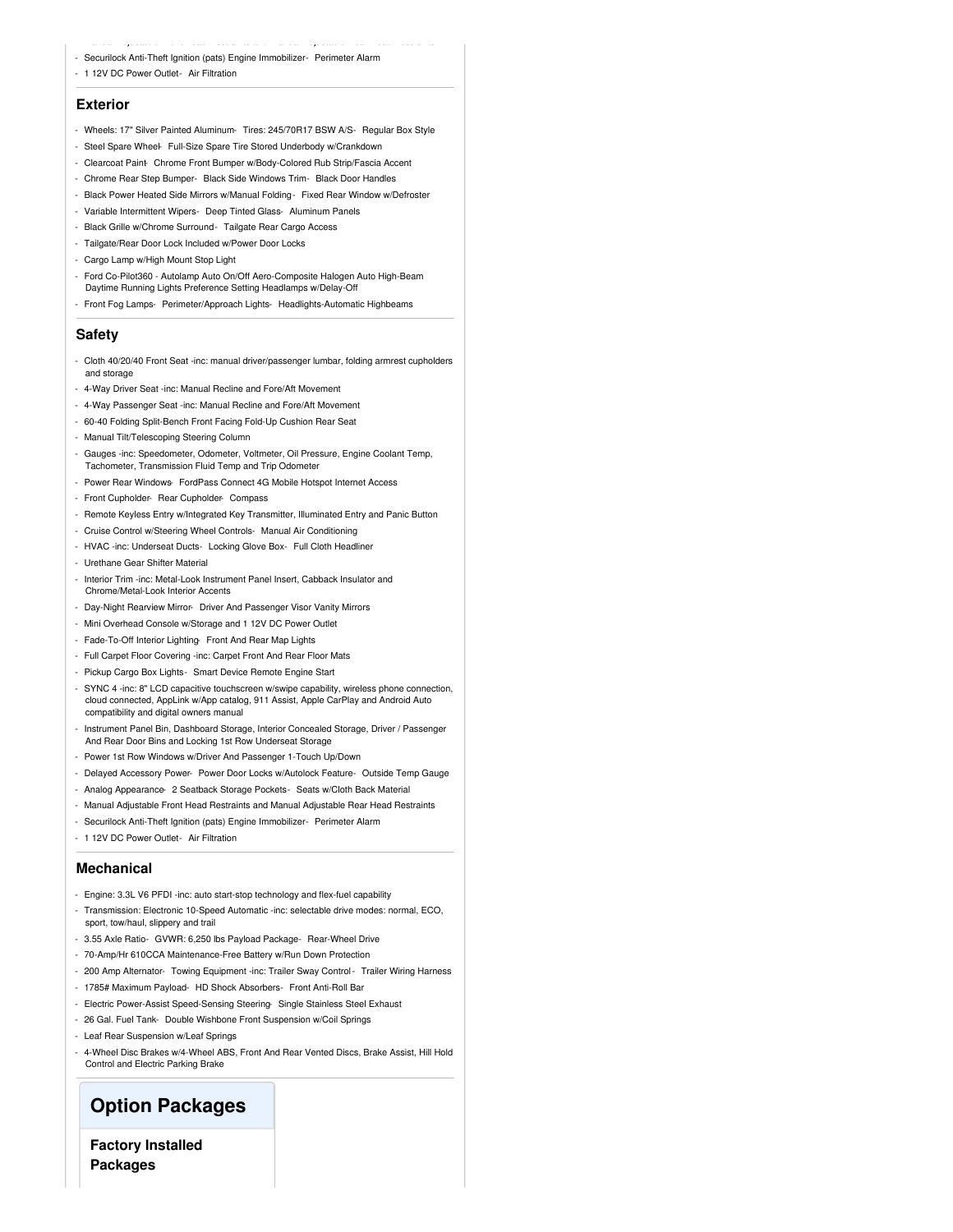- Securilock Anti-Theft Ignition (pats) Engine Immobilizer- Perimeter Alarm
- 1 12V DC Power Outlet- Air Filtration

## Exterior

- Wheels: 17" Silver Painted Aluminum- Tires: 245/70R17 BSW A/S- Regular Box Style
- Steel Spare Wheel- Full-Size Spare Tire Stored Underbody w/Crankdown
- Clearcoat Paint- Chrome Front Bumper w/Body-Colored Rub Strip/Fascia Accent
- Chrome Rear Step Bumper- Black Side Windows Trim- Black Door Handles
- Black Power Heated Side Mirrors w/Manual Folding- Fixed Rear Window w/Defroster
- Variable Intermittent Wipers- Deep Tinted Glass- Aluminum Panels
- Black Grille w/Chrome Surround- Tailgate Rear Cargo Access
- Tailgate/Rear Door Lock Included w/Power Door Locks
- Cargo Lamp w/High Mount Stop Light
- Ford Co-Pilot360 - Autolamp Auto On/Off Aero-Composite Halogen Auto High-Beam Daytime Running Lights Preference Setting Headlamps w/Delay-Off
- Front Fog Lamps- Perimeter/Approach Lights- Headlights-Automatic Highbeams

## Safety

- Cloth 40/20/40 Front Seat -inc: manual driver/passenger lumbar, folding armrest cupholders and storage
- 4-Way Driver Seat -inc: Manual Recline and Fore/Aft Movement
- 4-Way Passenger Seat -inc: Manual Recline and Fore/Aft Movement
- 60-40 Folding Split-Bench Front Facing Fold-Up Cushion Rear Seat
- Manual Tilt/Telescoping Steering Column
- Gauges -inc: Speedometer, Odometer, Voltmeter, Oil Pressure, Engine Coolant Temp, Tachometer, Transmission Fluid Temp and Trip Odometer
- Power Rear Windows- FordPass Connect 4G Mobile Hotspot Internet Access
- Front Cupholder- Rear Cupholder- Compass
- Remote Keyless Entry w/Integrated Key Transmitter, Illuminated Entry and Panic Button
- Cruise Control w/Steering Wheel Controls- Manual Air Conditioning
- HVAC -inc: Underseat Ducts- Locking Glove Box- Full Cloth Headliner
- Urethane Gear Shifter Material
- Interior Trim -inc: Metal-Look Instrument Panel Insert, Cabback Insulator and Chrome/Metal-Look Interior Accents
- Day-Night Rearview Mirror- Driver And Passenger Visor Vanity Mirrors
- Mini Overhead Console w/Storage and 1 12V DC Power Outlet
- Fade-To-Off Interior Lighting- Front And Rear Map Lights
- Full Carpet Floor Covering -inc: Carpet Front And Rear Floor Mats
- Pickup Cargo Box Lights- Smart Device Remote Engine Start
- SYNC 4 -inc: 8" LCD capacitive touchscreen w/swipe capability, wireless phone connection, cloud connected, AppLink w/App catalog, 911 Assist, Apple CarPlay and Android Auto compatibility and digital owners manual
- Instrument Panel Bin, Dashboard Storage, Interior Concealed Storage, Driver / Passenger And Rear Door Bins and Locking 1st Row Underseat Storage
- Power 1st Row Windows w/Driver And Passenger 1-Touch Up/Down
- Delayed Accessory Power- Power Door Locks w/Autolock Feature- Outside Temp Gauge
- Analog Appearance- 2 Seatback Storage Pockets- Seats w/Cloth Back Material
- Manual Adjustable Front Head Restraints and Manual Adjustable Rear Head Restraints
- Securilock Anti-Theft Ignition (pats) Engine Immobilizer- Perimeter Alarm
- 1 12V DC Power Outlet- Air Filtration

## Mechanical

- Engine: 3.3L V6 PFDI -inc: auto start-stop technology and flex-fuel capability
- Transmission: Electronic 10-Speed Automatic -inc: selectable drive modes: normal, ECO, sport, tow/haul, slippery and trail
- 3.55 Axle Ratio- GVWR: 6,250 lbs Payload Package- Rear-Wheel Drive
- 70-Amp/Hr 610CCA Maintenance-Free Battery w/Run Down Protection
- 200 Amp Alternator- Towing Equipment -inc: Trailer Sway Control- Trailer Wiring Harness
- 1785# Maximum Payload- HD Shock Absorbers- Front Anti-Roll Bar
- Electric Power-Assist Speed-Sensing Steering- Single Stainless Steel Exhaust
- 26 Gal. Fuel Tank- Double Wishbone Front Suspension w/Coil Springs
- Leaf Rear Suspension w/Leaf Springs
- 4-Wheel Disc Brakes w/4-Wheel ABS, Front And Rear Vented Discs, Brake Assist, Hill Hold Control and Electric Parking Brake

# Option Packages

### Factory Installed Packages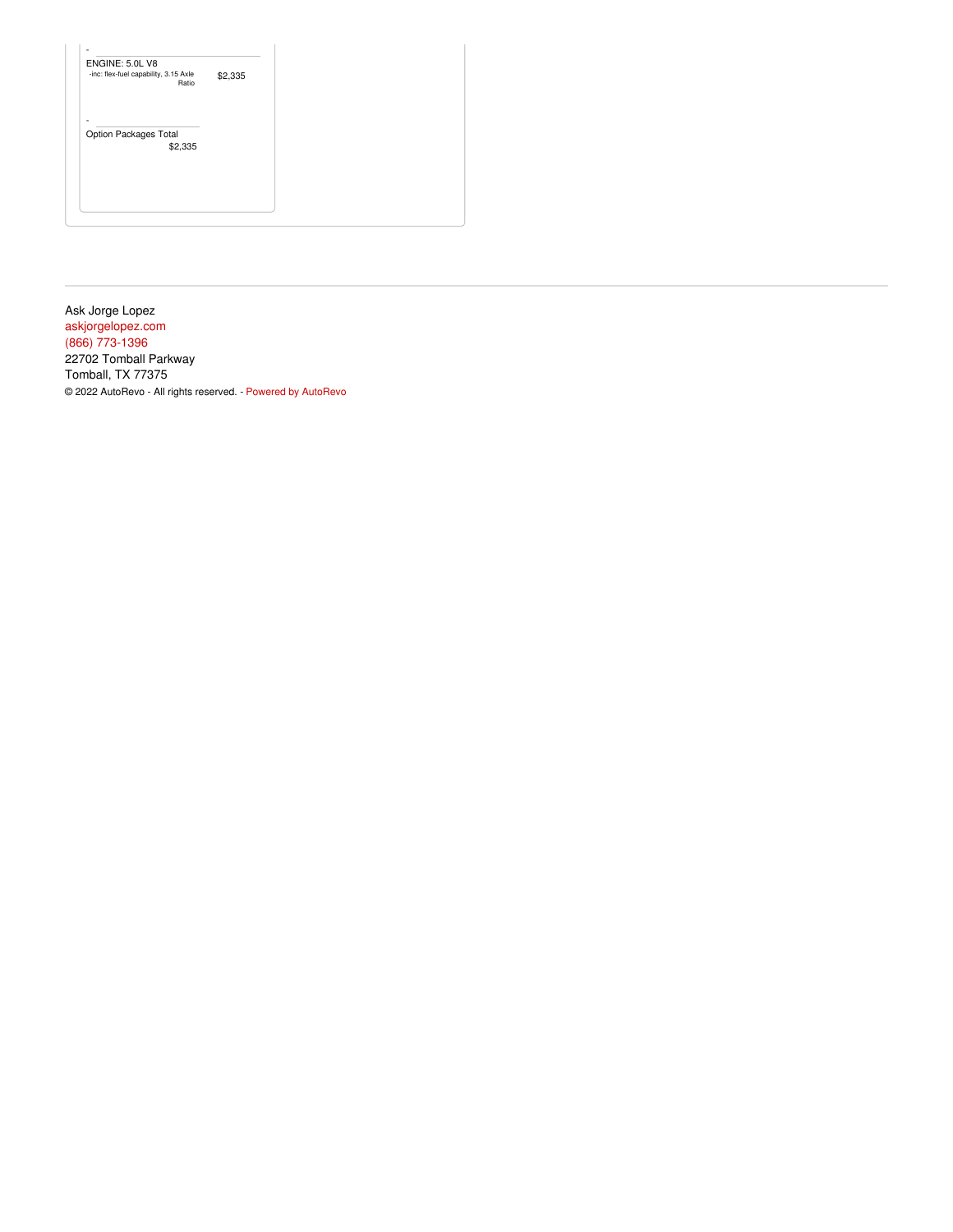-

ENGINE: 5.0L V8
-inc: flex-fuel capability, 3.15 Axle Ratio

$2,335

-

Option Packages Total
$2,335

---

Ask Jorge Lopez
askjorgelopez.com
(866) 773-1396
22702 Tomball Parkway
Tomball, TX 77375
© 2022 AutoRevo - All rights reserved. - Powered by AutoRevo